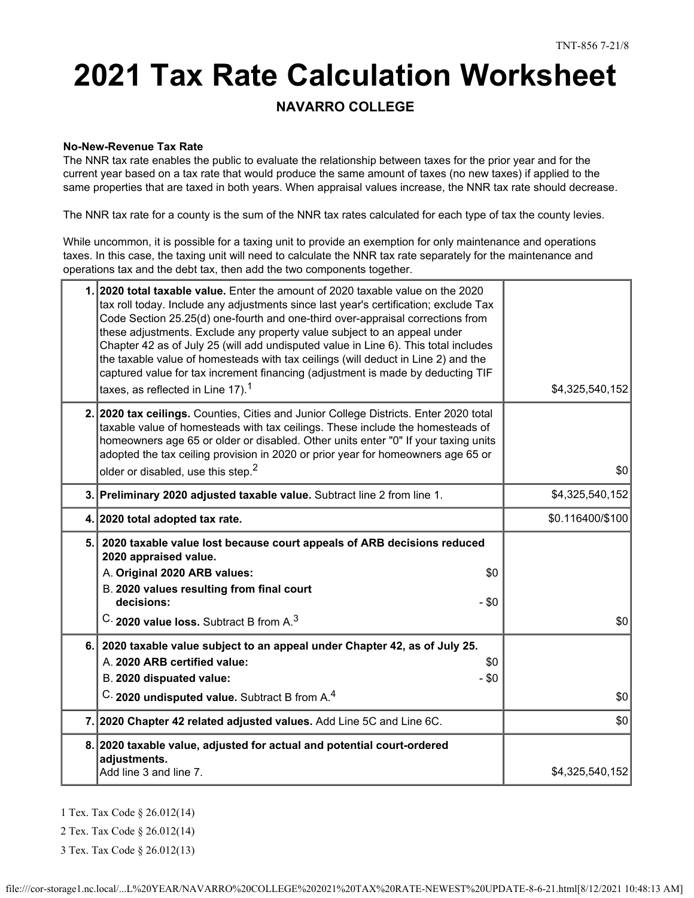TNT-856 7-21/8

# 2021 Tax Rate Calculation Worksheet

## NAVARRO COLLEGE

**No-New-Revenue Tax Rate**

The NNR tax rate enables the public to evaluate the relationship between taxes for the prior year and for the current year based on a tax rate that would produce the same amount of taxes (no new taxes) if applied to the same properties that are taxed in both years. When appraisal values increase, the NNR tax rate should decrease.

The NNR tax rate for a county is the sum of the NNR tax rates calculated for each type of tax the county levies.

While uncommon, it is possible for a taxing unit to provide an exemption for only maintenance and operations taxes. In this case, the taxing unit will need to calculate the NNR tax rate separately for the maintenance and operations tax and the debt tax, then add the two components together.

| | | |
|---|---|---|
| 1. | **2020 total taxable value.** Enter the amount of 2020 taxable value on the 2020 tax roll today. Include any adjustments since last year's certification; exclude Tax Code Section 25.25(d) one-fourth and one-third over-appraisal corrections from these adjustments. Exclude any property value subject to an appeal under Chapter 42 as of July 25 (will add undisputed value in Line 6). This total includes the taxable value of homesteads with tax ceilings (will deduct in Line 2) and the captured value for tax increment financing (adjustment is made by deducting TIF taxes, as reflected in Line 17).[1] | $4,325,540,152 |
| 2. | **2020 tax ceilings.** Counties, Cities and Junior College Districts. Enter 2020 total taxable value of homesteads with tax ceilings. These include the homesteads of homeowners age 65 or older or disabled. Other units enter "0" If your taxing units adopted the tax ceiling provision in 2020 or prior year for homeowners age 65 or older or disabled, use this step.[2] | $0 |
| 3. | **Preliminary 2020 adjusted taxable value.** Subtract line 2 from line 1. | $4,325,540,152 |
| 4. | **2020 total adopted tax rate.** | $0.116400/$100 |
| 5. | **2020 taxable value lost because court appeals of ARB decisions reduced 2020 appraised value.**<br>A. **Original 2020 ARB values:** $0<br>B. **2020 values resulting from final court decisions:** - $0<br>C. **2020 value loss.** Subtract B from A.[3] | $0 |
| 6. | **2020 taxable value subject to an appeal under Chapter 42, as of July 25.**<br>A. **2020 ARB certified value:** $0<br>B. **2020 disputed value:** - $0<br>C. **2020 undisputed value.** Subtract B from A.[4] | $0 |
| 7. | **2020 Chapter 42 related adjusted values.** Add Line 5C and Line 6C. | $0 |
| 8. | **2020 taxable value, adjusted for actual and potential court-ordered adjustments.**<br>Add line 3 and line 7. | $4,325,540,152 |

1 Tex. Tax Code § 26.012(14)

2 Tex. Tax Code § 26.012(14)

3 Tex. Tax Code § 26.012(13)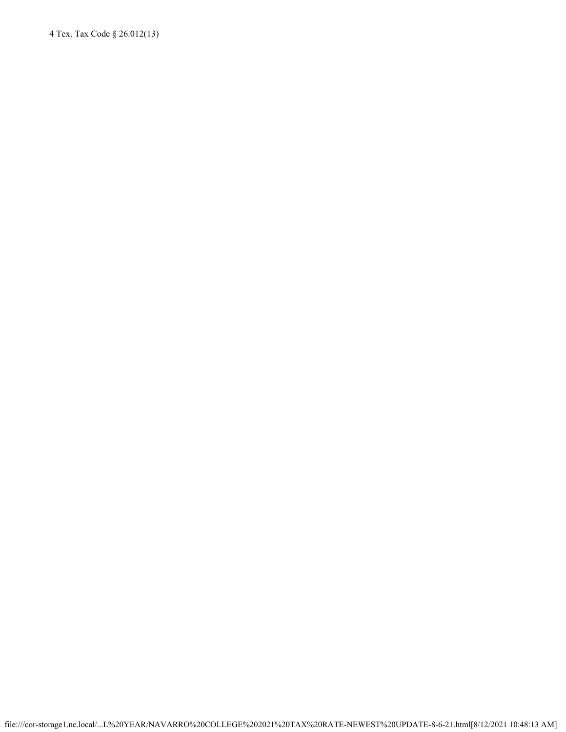4 Tex. Tax Code § 26.012(13)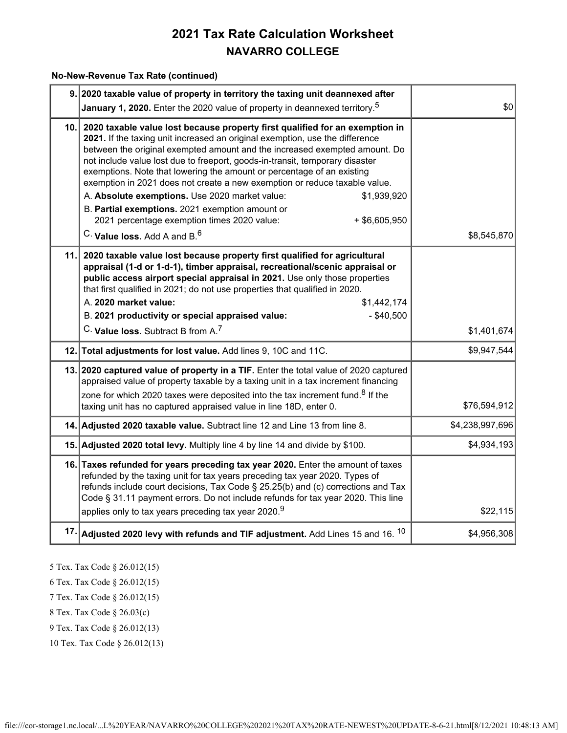# 2021 Tax Rate Calculation Worksheet

## NAVARRO COLLEGE

**No-New-Revenue Tax Rate (continued)**

| Line | Description | Amount |
|---|---|---|
| 9. | **2020 taxable value of property in territory the taxing unit deannexed after January 1, 2020.** Enter the 2020 value of property in deannexed territory.[5] | $0 |
| 10. | **2020 taxable value lost because property first qualified for an exemption in 2021.** If the taxing unit increased an original exemption, use the difference between the original exempted amount and the increased exempted amount. Do not include value lost due to freeport, goods-in-transit, temporary disaster exemptions. Note that lowering the amount or percentage of an existing exemption in 2021 does not create a new exemption or reduce taxable value.<br>A. **Absolute exemptions.** Use 2020 market value: $1,939,920<br>B. **Partial exemptions.** 2021 exemption amount or 2021 percentage exemption times 2020 value: + $6,605,950<br>C. **Value loss.** Add A and B.[6] | $8,545,870 |
| 11. | **2020 taxable value lost because property first qualified for agricultural appraisal (1-d or 1-d-1), timber appraisal, recreational/scenic appraisal or public access airport special appraisal in 2021.** Use only those properties that first qualified in 2021; do not use properties that qualified in 2020.<br>A. **2020 market value:** $1,442,174<br>B. **2021 productivity or special appraised value:** - $40,500<br>C. **Value loss.** Subtract B from A.[7] | $1,401,674 |
| 12. | **Total adjustments for lost value.** Add lines 9, 10C and 11C. | $9,947,544 |
| 13. | **2020 captured value of property in a TIF.** Enter the total value of 2020 captured appraised value of property taxable by a taxing unit in a tax increment financing zone for which 2020 taxes were deposited into the tax increment fund.[8] If the taxing unit has no captured appraised value in line 18D, enter 0. | $76,594,912 |
| 14. | **Adjusted 2020 taxable value.** Subtract line 12 and Line 13 from line 8. | $4,238,997,696 |
| 15. | **Adjusted 2020 total levy.** Multiply line 4 by line 14 and divide by $100. | $4,934,193 |
| 16. | **Taxes refunded for years preceding tax year 2020.** Enter the amount of taxes refunded by the taxing unit for tax years preceding tax year 2020. Types of refunds include court decisions, Tax Code § 25.25(b) and (c) corrections and Tax Code § 31.11 payment errors. Do not include refunds for tax year 2020. This line applies only to tax years preceding tax year 2020.[9] | $22,115 |
| 17. | **Adjusted 2020 levy with refunds and TIF adjustment.** Add Lines 15 and 16.[10] | $4,956,308 |

5 Tex. Tax Code § 26.012(15)

6 Tex. Tax Code § 26.012(15)

7 Tex. Tax Code § 26.012(15)

8 Tex. Tax Code § 26.03(c)

9 Tex. Tax Code § 26.012(13)

10 Tex. Tax Code § 26.012(13)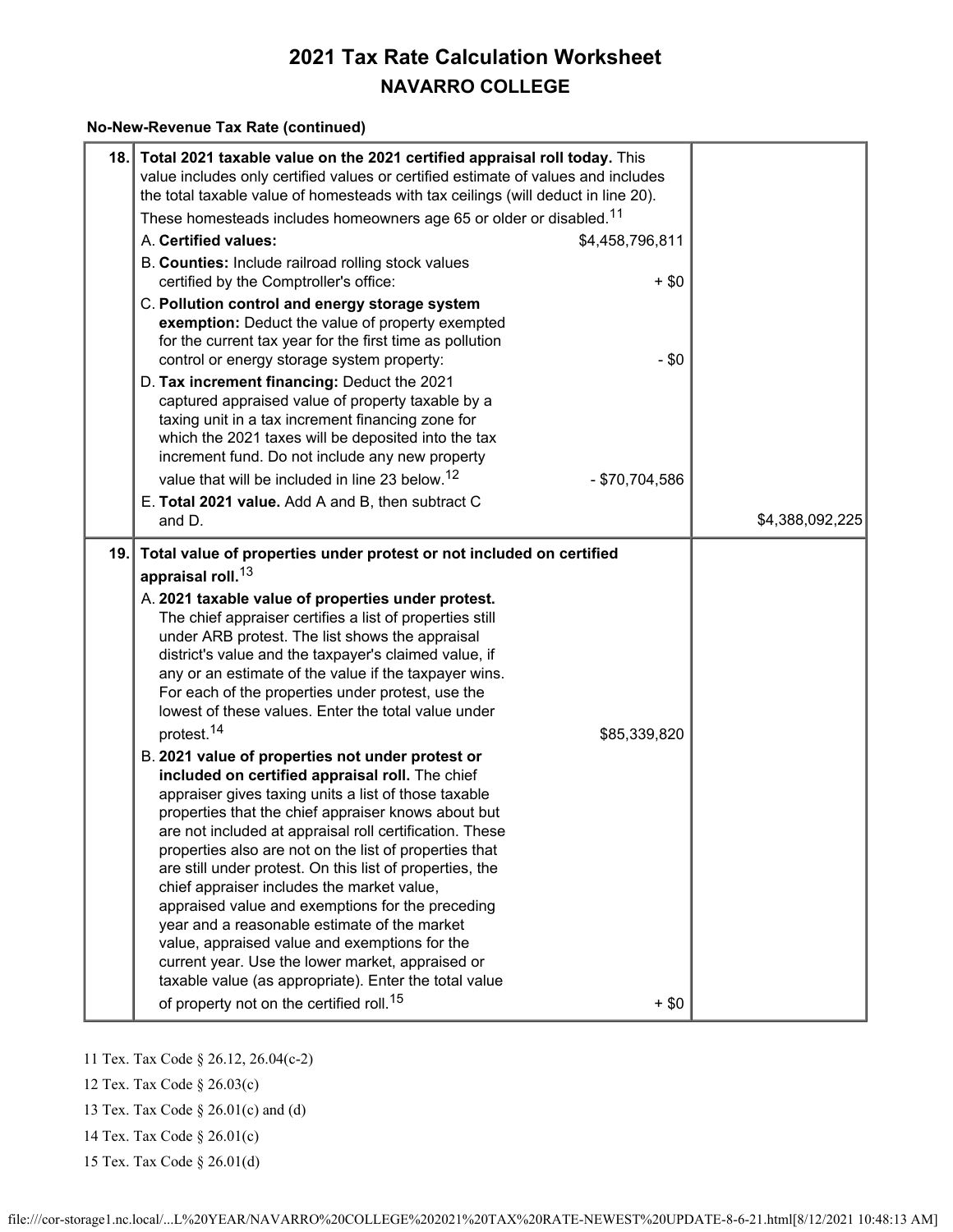# 2021 Tax Rate Calculation Worksheet

## NAVARRO COLLEGE

**No-New-Revenue Tax Rate (continued)**

| | | | |
|---|---|---|---|
| 18. | **Total 2021 taxable value on the 2021 certified appraisal roll today.** This value includes only certified values or certified estimate of values and includes the total taxable value of homesteads with tax ceilings (will deduct in line 20). These homesteads includes homeowners age 65 or older or disabled.[11] | | |
| | A. **Certified values:** | $4,458,796,811 | |
| | B. **Counties:** Include railroad rolling stock values certified by the Comptroller's office: | + $0 | |
| | C. **Pollution control and energy storage system exemption:** Deduct the value of property exempted for the current tax year for the first time as pollution control or energy storage system property: | - $0 | |
| | D. **Tax increment financing:** Deduct the 2021 captured appraised value of property taxable by a taxing unit in a tax increment financing zone for which the 2021 taxes will be deposited into the tax increment fund. Do not include any new property value that will be included in line 23 below.[12] | - $70,704,586 | |
| | E. **Total 2021 value.** Add A and B, then subtract C and D. | | $4,388,092,225 |
| 19. | **Total value of properties under protest or not included on certified appraisal roll.**[13] | | |
| | A. **2021 taxable value of properties under protest.** The chief appraiser certifies a list of properties still under ARB protest. The list shows the appraisal district's value and the taxpayer's claimed value, if any or an estimate of the value if the taxpayer wins. For each of the properties under protest, use the lowest of these values. Enter the total value under protest.[14] | $85,339,820 | |
| | B. **2021 value of properties not under protest or included on certified appraisal roll.** The chief appraiser gives taxing units a list of those taxable properties that the chief appraiser knows about but are not included at appraisal roll certification. These properties also are not on the list of properties that are still under protest. On this list of properties, the chief appraiser includes the market value, appraised value and exemptions for the preceding year and a reasonable estimate of the market value, appraised value and exemptions for the current year. Use the lower market, appraised or taxable value (as appropriate). Enter the total value of property not on the certified roll.[15] | + $0 | |

11 Tex. Tax Code § 26.12, 26.04(c-2)

12 Tex. Tax Code § 26.03(c)

13 Tex. Tax Code § 26.01(c) and (d)

14 Tex. Tax Code § 26.01(c)

15 Tex. Tax Code § 26.01(d)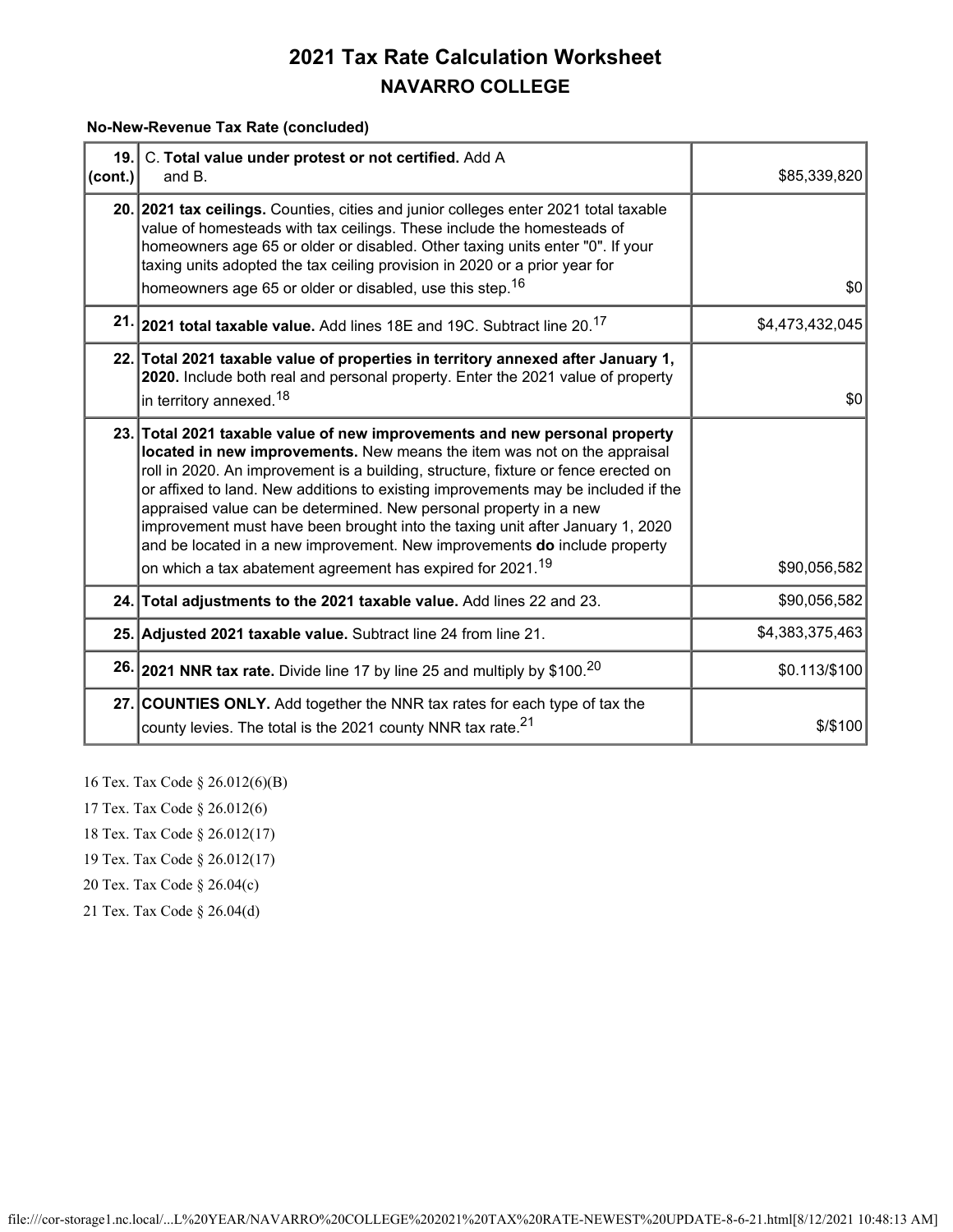# 2021 Tax Rate Calculation Worksheet

## NAVARRO COLLEGE

**No-New-Revenue Tax Rate (concluded)**

| | | |
|---|---|---|
| **19. (cont.)** | C. **Total value under protest or not certified.** Add A and B. | $85,339,820 |
| **20.** | **2021 tax ceilings.** Counties, cities and junior colleges enter 2021 total taxable value of homesteads with tax ceilings. These include the homesteads of homeowners age 65 or older or disabled. Other taxing units enter "0". If your taxing units adopted the tax ceiling provision in 2020 or a prior year for homeowners age 65 or older or disabled, use this step.[16] | $0 |
| **21.** | **2021 total taxable value.** Add lines 18E and 19C. Subtract line 20.[17] | $4,473,432,045 |
| **22.** | **Total 2021 taxable value of properties in territory annexed after January 1, 2020.** Include both real and personal property. Enter the 2021 value of property in territory annexed.[18] | $0 |
| **23.** | **Total 2021 taxable value of new improvements and new personal property located in new improvements.** New means the item was not on the appraisal roll in 2020. An improvement is a building, structure, fixture or fence erected on or affixed to land. New additions to existing improvements may be included if the appraised value can be determined. New personal property in a new improvement must have been brought into the taxing unit after January 1, 2020 and be located in a new improvement. New improvements **do** include property on which a tax abatement agreement has expired for 2021.[19] | $90,056,582 |
| **24.** | **Total adjustments to the 2021 taxable value.** Add lines 22 and 23. | $90,056,582 |
| **25.** | **Adjusted 2021 taxable value.** Subtract line 24 from line 21. | $4,383,375,463 |
| **26.** | **2021 NNR tax rate.** Divide line 17 by line 25 and multiply by $100.[20] | $0.113/$100 |
| **27.** | **COUNTIES ONLY.** Add together the NNR tax rates for each type of tax the county levies. The total is the 2021 county NNR tax rate.[21] | $/$100 |

16 Tex. Tax Code § 26.012(6)(B)

17 Tex. Tax Code § 26.012(6)

18 Tex. Tax Code § 26.012(17)

19 Tex. Tax Code § 26.012(17)

20 Tex. Tax Code § 26.04(c)

21 Tex. Tax Code § 26.04(d)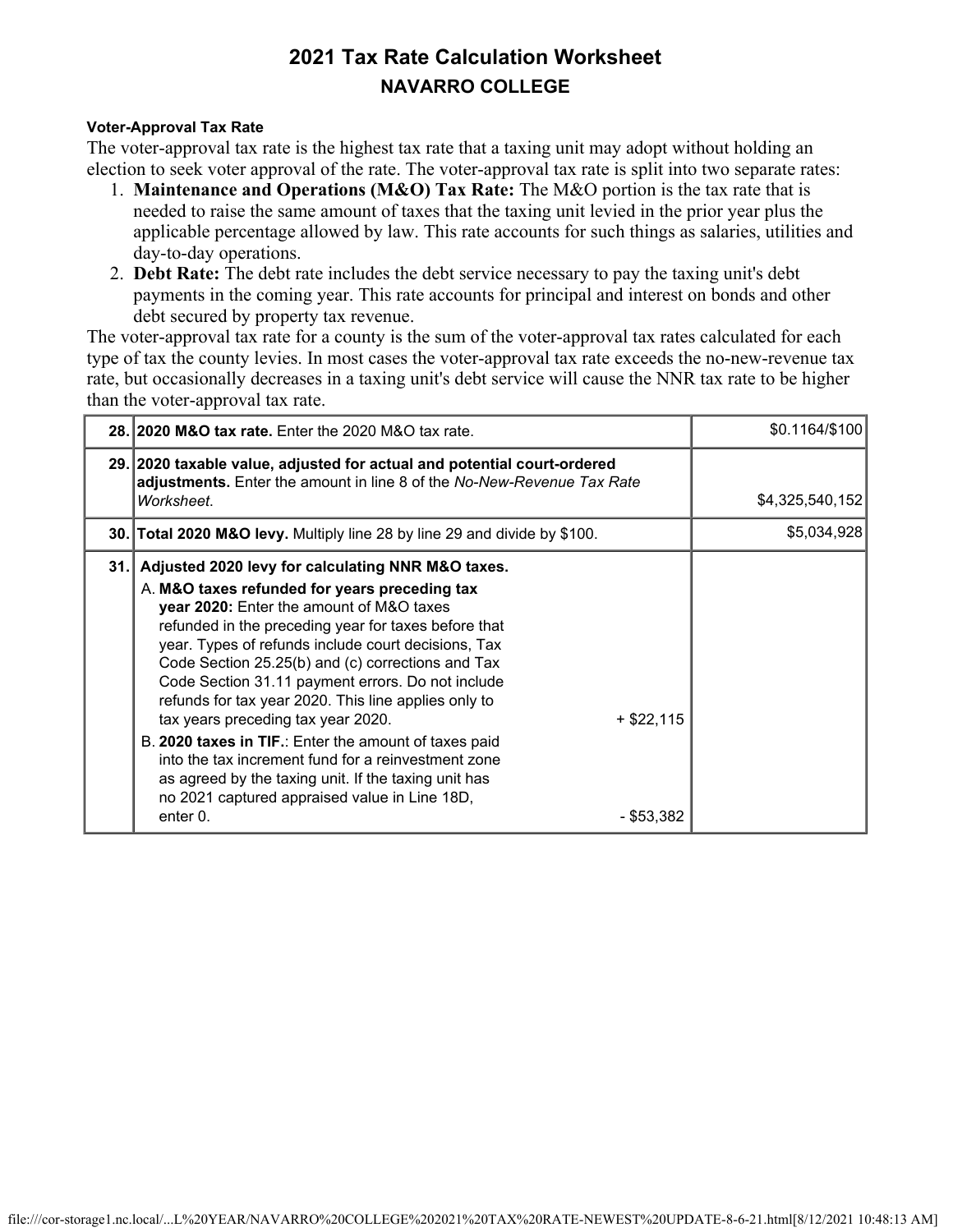# 2021 Tax Rate Calculation Worksheet

## NAVARRO COLLEGE

**Voter-Approval Tax Rate**

The voter-approval tax rate is the highest tax rate that a taxing unit may adopt without holding an election to seek voter approval of the rate. The voter-approval tax rate is split into two separate rates:

1. **Maintenance and Operations (M&O) Tax Rate:** The M&O portion is the tax rate that is needed to raise the same amount of taxes that the taxing unit levied in the prior year plus the applicable percentage allowed by law. This rate accounts for such things as salaries, utilities and day-to-day operations.
2. **Debt Rate:** The debt rate includes the debt service necessary to pay the taxing unit's debt payments in the coming year. This rate accounts for principal and interest on bonds and other debt secured by property tax revenue.

The voter-approval tax rate for a county is the sum of the voter-approval tax rates calculated for each type of tax the county levies. In most cases the voter-approval tax rate exceeds the no-new-revenue tax rate, but occasionally decreases in a taxing unit's debt service will cause the NNR tax rate to be higher than the voter-approval tax rate.

| | | |
|---|---|---|
| 28. | **2020 M&O tax rate.** Enter the 2020 M&O tax rate. | $0.1164/$100 |
| 29. | **2020 taxable value, adjusted for actual and potential court-ordered adjustments.** Enter the amount in line 8 of the *No-New-Revenue Tax Rate Worksheet*. | $4,325,540,152 |
| 30. | **Total 2020 M&O levy.** Multiply line 28 by line 29 and divide by $100. | $5,034,928 |
| 31. | **Adjusted 2020 levy for calculating NNR M&O taxes.**<br>A. **M&O taxes refunded for years preceding tax year 2020:** Enter the amount of M&O taxes refunded in the preceding year for taxes before that year. Types of refunds include court decisions, Tax Code Section 25.25(b) and (c) corrections and Tax Code Section 31.11 payment errors. Do not include refunds for tax year 2020. This line applies only to tax years preceding tax year 2020. + $22,115<br>B. **2020 taxes in TIF.**: Enter the amount of taxes paid into the tax increment fund for a reinvestment zone as agreed by the taxing unit. If the taxing unit has no 2021 captured appraised value in Line 18D, enter 0. - $53,382 | |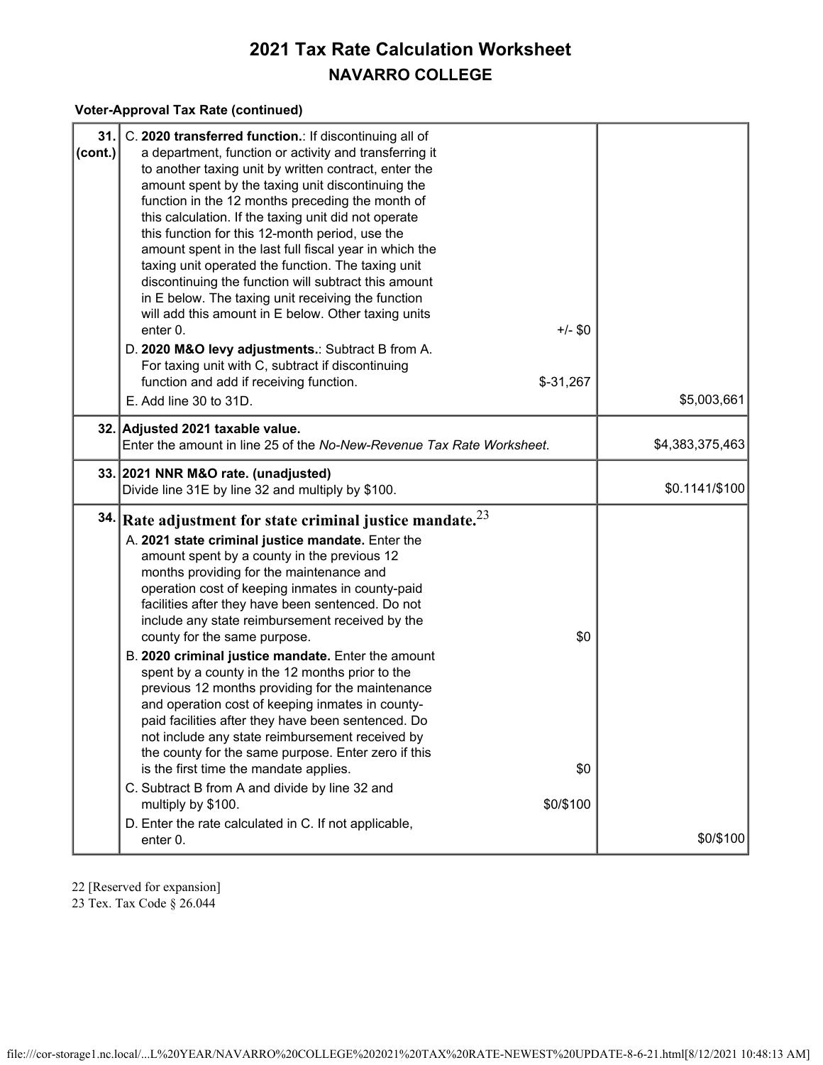# 2021 Tax Rate Calculation Worksheet

## NAVARRO COLLEGE

**Voter-Approval Tax Rate (continued)**

| Line | Description | Amount |
|---|---|---|
| **31. (cont.)** | C. **2020 transferred function.**: If discontinuing all of a department, function or activity and transferring it to another taxing unit by written contract, enter the amount spent by the taxing unit discontinuing the function in the 12 months preceding the month of this calculation. If the taxing unit did not operate this function for this 12-month period, use the amount spent in the last full fiscal year in which the taxing unit operated the function. The taxing unit discontinuing the function will subtract this amount in E below. The taxing unit receiving the function will add this amount in E below. Other taxing units enter 0. +/- $0<br>D. **2020 M&O levy adjustments.**: Subtract B from A. For taxing unit with C, subtract if discontinuing function and add if receiving function. $-31,267<br>E. Add line 30 to 31D. | $5,003,661 |
| **32.** | **Adjusted 2021 taxable value.**<br>Enter the amount in line 25 of the *No-New-Revenue Tax Rate Worksheet*. | $4,383,375,463 |
| **33.** | **2021 NNR M&O rate. (unadjusted)**<br>Divide line 31E by line 32 and multiply by $100. | $0.1141/$100 |
| **34.** | **Rate adjustment for state criminal justice mandate.**[23]<br>A. **2021 state criminal justice mandate.** Enter the amount spent by a county in the previous 12 months providing for the maintenance and operation cost of keeping inmates in county-paid facilities after they have been sentenced. Do not include any state reimbursement received by the county for the same purpose. $0<br>B. **2020 criminal justice mandate.** Enter the amount spent by a county in the 12 months prior to the previous 12 months providing for the maintenance and operation cost of keeping inmates in county-paid facilities after they have been sentenced. Do not include any state reimbursement received by the county for the same purpose. Enter zero if this is the first time the mandate applies. $0<br>C. Subtract B from A and divide by line 32 and multiply by $100. $0/$100<br>D. Enter the rate calculated in C. If not applicable, enter 0. | $0/$100 |

22 [Reserved for expansion]
23 Tex. Tax Code § 26.044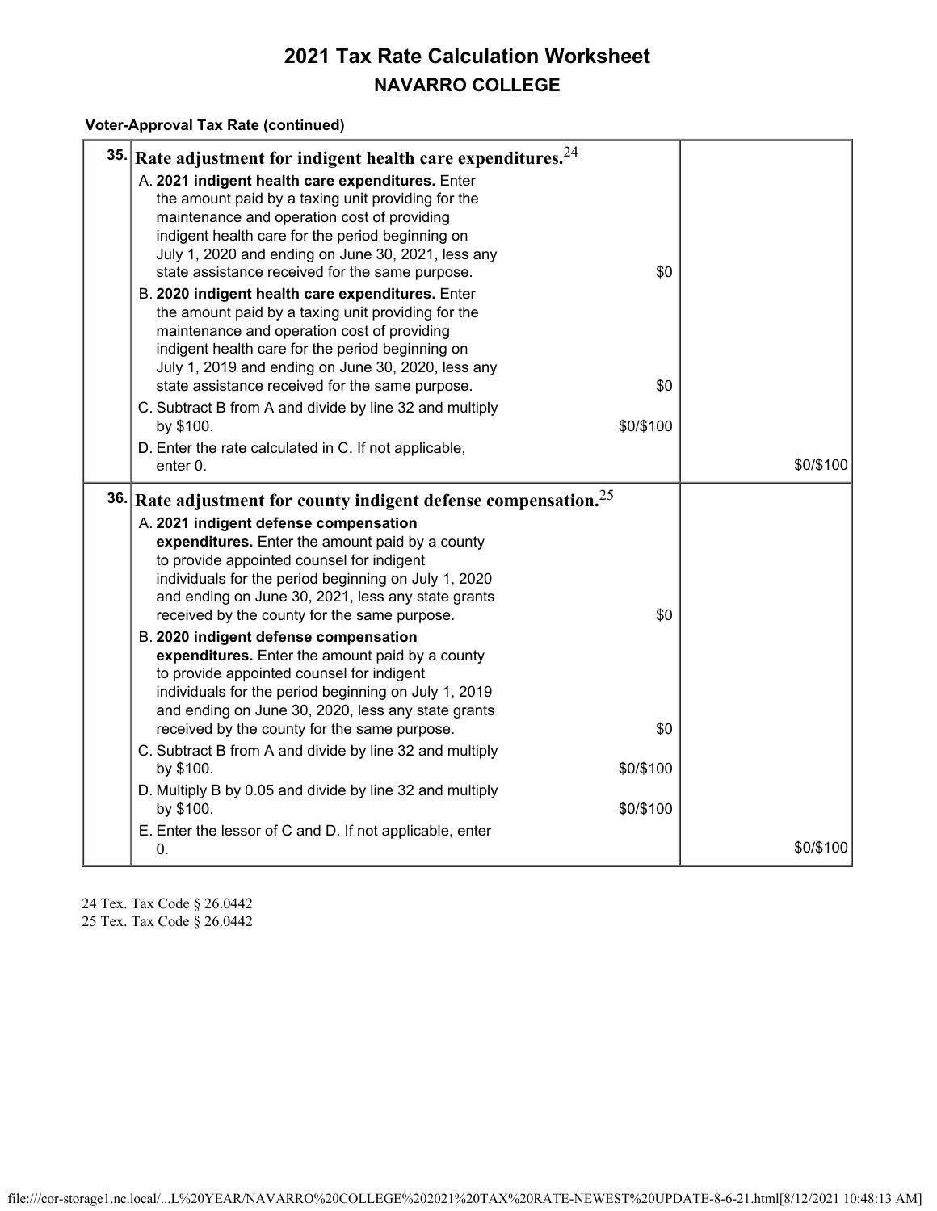# 2021 Tax Rate Calculation Worksheet

## NAVARRO COLLEGE

**Voter-Approval Tax Rate (continued)**

| | | | |
|---|---|---|---|
| **35.** | **Rate adjustment for indigent health care expenditures.**[24] | | |
| | A. **2021 indigent health care expenditures.** Enter the amount paid by a taxing unit providing for the maintenance and operation cost of providing indigent health care for the period beginning on July 1, 2020 and ending on June 30, 2021, less any state assistance received for the same purpose. | $0 | |
| | B. **2020 indigent health care expenditures.** Enter the amount paid by a taxing unit providing for the maintenance and operation cost of providing indigent health care for the period beginning on July 1, 2019 and ending on June 30, 2020, less any state assistance received for the same purpose. | $0 | |
| | C. Subtract B from A and divide by line 32 and multiply by $100. | $0/$100 | |
| | D. Enter the rate calculated in C. If not applicable, enter 0. | | $0/$100 |
| **36.** | **Rate adjustment for county indigent defense compensation.**[25] | | |
| | A. **2021 indigent defense compensation expenditures.** Enter the amount paid by a county to provide appointed counsel for indigent individuals for the period beginning on July 1, 2020 and ending on June 30, 2021, less any state grants received by the county for the same purpose. | $0 | |
| | B. **2020 indigent defense compensation expenditures.** Enter the amount paid by a county to provide appointed counsel for indigent individuals for the period beginning on July 1, 2019 and ending on June 30, 2020, less any state grants received by the county for the same purpose. | $0 | |
| | C. Subtract B from A and divide by line 32 and multiply by $100. | $0/$100 | |
| | D. Multiply B by 0.05 and divide by line 32 and multiply by $100. | $0/$100 | |
| | E. Enter the lessor of C and D. If not applicable, enter 0. | | $0/$100 |

24 Tex. Tax Code § 26.0442
25 Tex. Tax Code § 26.0442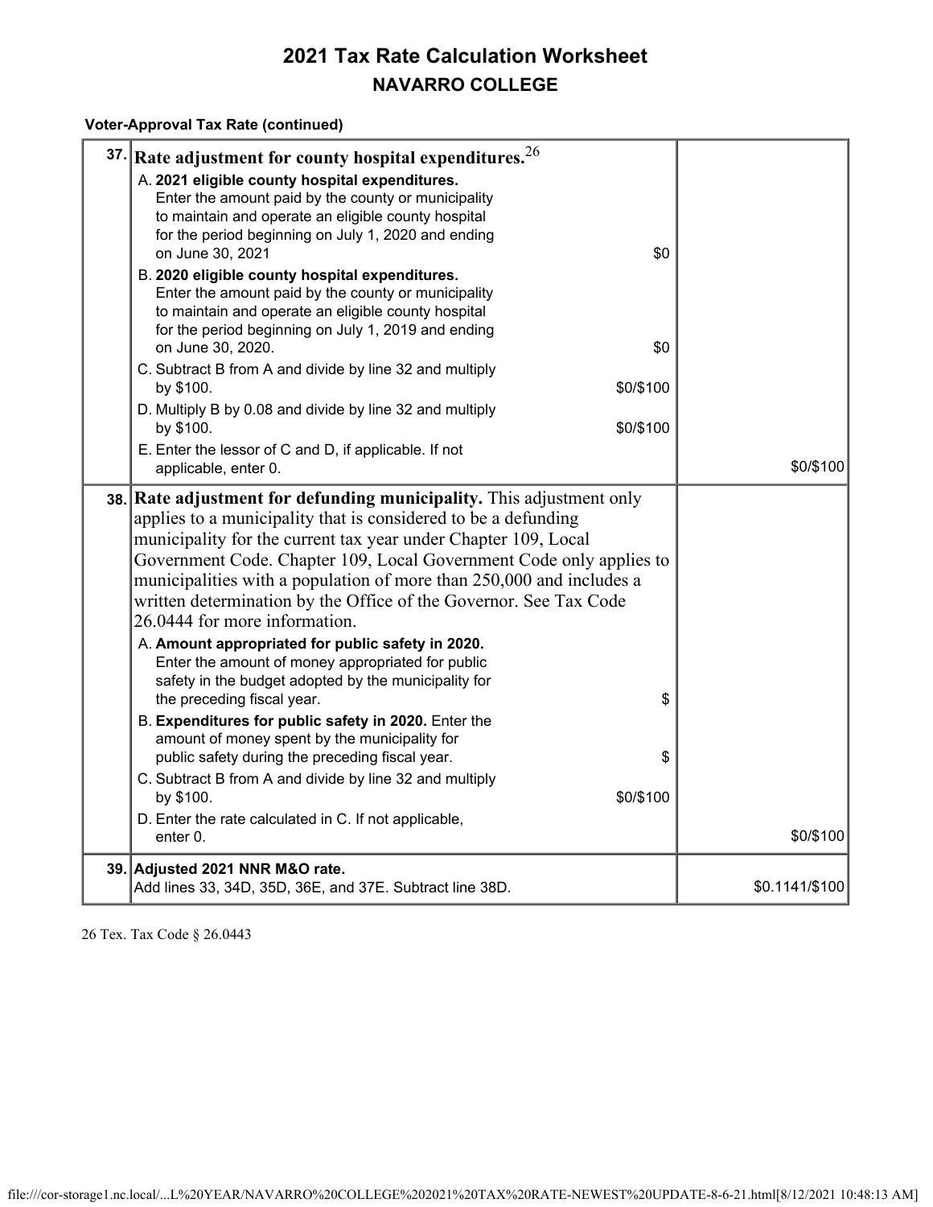# 2021 Tax Rate Calculation Worksheet

## NAVARRO COLLEGE

**Voter-Approval Tax Rate (continued)**

| Line | Description | Amount |
|---|---|---|
| 37. | **Rate adjustment for county hospital expenditures.**[26]<br>A. **2021 eligible county hospital expenditures.** Enter the amount paid by the county or municipality to maintain and operate an eligible county hospital for the period beginning on July 1, 2020 and ending on June 30, 2021 — $0<br>B. **2020 eligible county hospital expenditures.** Enter the amount paid by the county or municipality to maintain and operate an eligible county hospital for the period beginning on July 1, 2019 and ending on June 30, 2020. — $0<br>C. Subtract B from A and divide by line 32 and multiply by $100. — $0/$100<br>D. Multiply B by 0.08 and divide by line 32 and multiply by $100. — $0/$100<br>E. Enter the lessor of C and D, if applicable. If not applicable, enter 0. | $0/$100 |
| 38. | **Rate adjustment for defunding municipality.** This adjustment only applies to a municipality that is considered to be a defunding municipality for the current tax year under Chapter 109, Local Government Code. Chapter 109, Local Government Code only applies to municipalities with a population of more than 250,000 and includes a written determination by the Office of the Governor. See Tax Code 26.0444 for more information.<br>A. **Amount appropriated for public safety in 2020.** Enter the amount of money appropriated for public safety in the budget adopted by the municipality for the preceding fiscal year. — $<br>B. **Expenditures for public safety in 2020.** Enter the amount of money spent by the municipality for public safety during the preceding fiscal year. — $<br>C. Subtract B from A and divide by line 32 and multiply by $100. — $0/$100<br>D. Enter the rate calculated in C. If not applicable, enter 0. | $0/$100 |
| 39. | **Adjusted 2021 NNR M&O rate.**<br>Add lines 33, 34D, 35D, 36E, and 37E. Subtract line 38D. | $0.1141/$100 |

26 Tex. Tax Code § 26.0443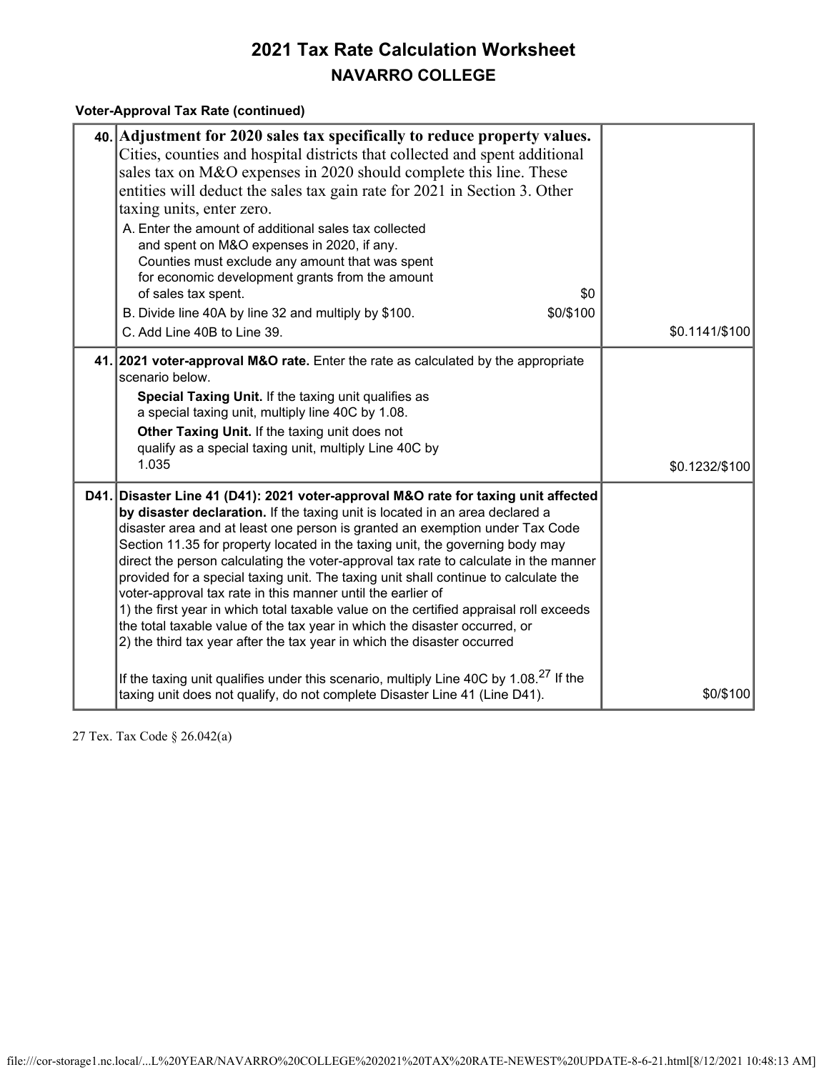# 2021 Tax Rate Calculation Worksheet

## NAVARRO COLLEGE

**Voter-Approval Tax Rate (continued)**

| Line | Description | Amount/Rate |
|---|---|---|
| **40.** | **Adjustment for 2020 sales tax specifically to reduce property values.** Cities, counties and hospital districts that collected and spent additional sales tax on M&O expenses in 2020 should complete this line. These entities will deduct the sales tax gain rate for 2021 in Section 3. Other taxing units, enter zero.<br>A. Enter the amount of additional sales tax collected and spent on M&O expenses in 2020, if any. Counties must exclude any amount that was spent for economic development grants from the amount of sales tax spent. $0<br>B. Divide line 40A by line 32 and multiply by $100. $0/$100<br>C. Add Line 40B to Line 39. | $0.1141/$100 |
| **41.** | **2021 voter-approval M&O rate.** Enter the rate as calculated by the appropriate scenario below.<br>**Special Taxing Unit.** If the taxing unit qualifies as a special taxing unit, multiply line 40C by 1.08.<br>**Other Taxing Unit.** If the taxing unit does not qualify as a special taxing unit, multiply Line 40C by 1.035 | $0.1232/$100 |
| **D41.** | **Disaster Line 41 (D41): 2021 voter-approval M&O rate for taxing unit affected by disaster declaration.** If the taxing unit is located in an area declared a disaster area and at least one person is granted an exemption under Tax Code Section 11.35 for property located in the taxing unit, the governing body may direct the person calculating the voter-approval tax rate to calculate in the manner provided for a special taxing unit. The taxing unit shall continue to calculate the voter-approval tax rate in this manner until the earlier of<br>1) the first year in which total taxable value on the certified appraisal roll exceeds the total taxable value of the tax year in which the disaster occurred, or<br>2) the third tax year after the tax year in which the disaster occurred<br><br>If the taxing unit qualifies under this scenario, multiply Line 40C by 1.08.[27] If the taxing unit does not qualify, do not complete Disaster Line 41 (Line D41). | $0/$100 |

27 Tex. Tax Code § 26.042(a)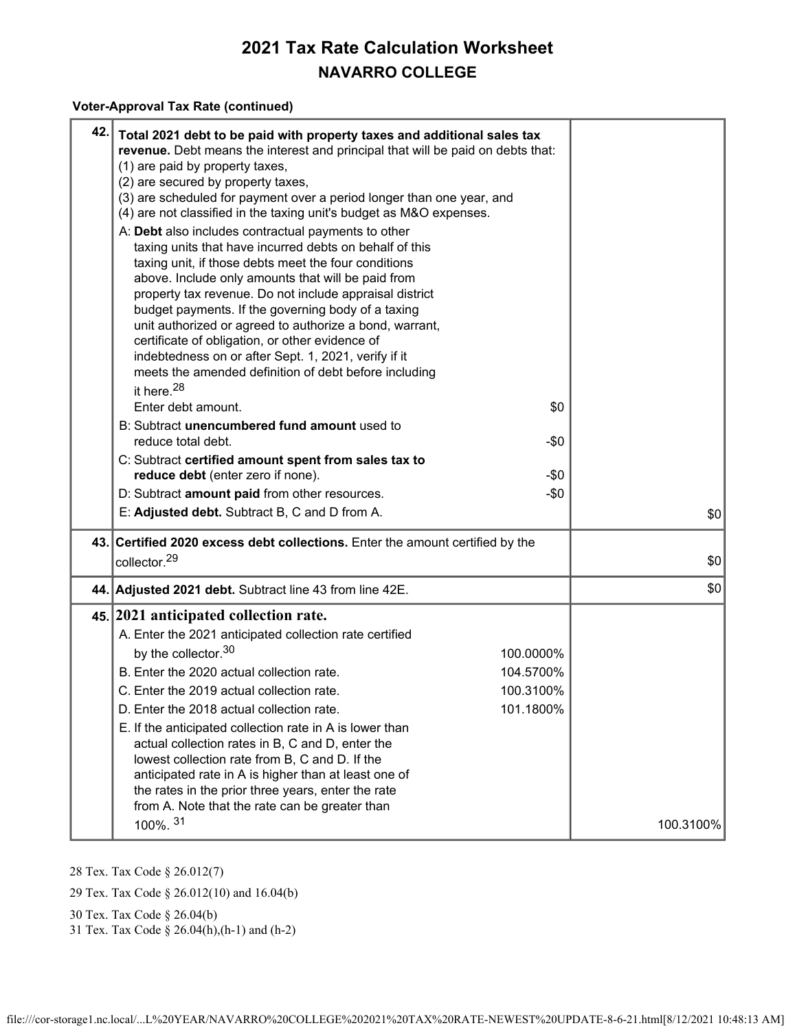# 2021 Tax Rate Calculation Worksheet

## NAVARRO COLLEGE

**Voter-Approval Tax Rate (continued)**

| Line | Description | | Amount |
|---|---|---|---|
| 42. | **Total 2021 debt to be paid with property taxes and additional sales tax revenue.** Debt means the interest and principal that will be paid on debts that:<br>(1) are paid by property taxes,<br>(2) are secured by property taxes,<br>(3) are scheduled for payment over a period longer than one year, and<br>(4) are not classified in the taxing unit's budget as M&O expenses. | | |
| | A: **Debt** also includes contractual payments to other taxing units that have incurred debts on behalf of this taxing unit, if those debts meet the four conditions above. Include only amounts that will be paid from property tax revenue. Do not include appraisal district budget payments. If the governing body of a taxing unit authorized or agreed to authorize a bond, warrant, certificate of obligation, or other evidence of indebtedness on or after Sept. 1, 2021, verify if it meets the amended definition of debt before including it here.[28]<br>Enter debt amount. | $0 | |
| | B: Subtract **unencumbered fund amount** used to reduce total debt. | -$0 | |
| | C: Subtract **certified amount spent from sales tax to reduce debt** (enter zero if none). | -$0 | |
| | D: Subtract **amount paid** from other resources. | -$0 | |
| | E: **Adjusted debt.** Subtract B, C and D from A. | | $0 |
| 43. | **Certified 2020 excess debt collections.** Enter the amount certified by the collector.[29] | | $0 |
| 44. | **Adjusted 2021 debt.** Subtract line 43 from line 42E. | | $0 |
| 45. | **2021 anticipated collection rate.** | | |
| | A. Enter the 2021 anticipated collection rate certified by the collector.[30] | 100.0000% | |
| | B. Enter the 2020 actual collection rate. | 104.5700% | |
| | C. Enter the 2019 actual collection rate. | 100.3100% | |
| | D. Enter the 2018 actual collection rate. | 101.1800% | |
| | E. If the anticipated collection rate in A is lower than actual collection rates in B, C and D, enter the lowest collection rate from B, C and D. If the anticipated rate in A is higher than at least one of the rates in the prior three years, enter the rate from A. Note that the rate can be greater than 100%. [31] | | 100.3100% |

28 Tex. Tax Code § 26.012(7)

29 Tex. Tax Code § 26.012(10) and 16.04(b)

30 Tex. Tax Code § 26.04(b)

31 Tex. Tax Code § 26.04(h),(h-1) and (h-2)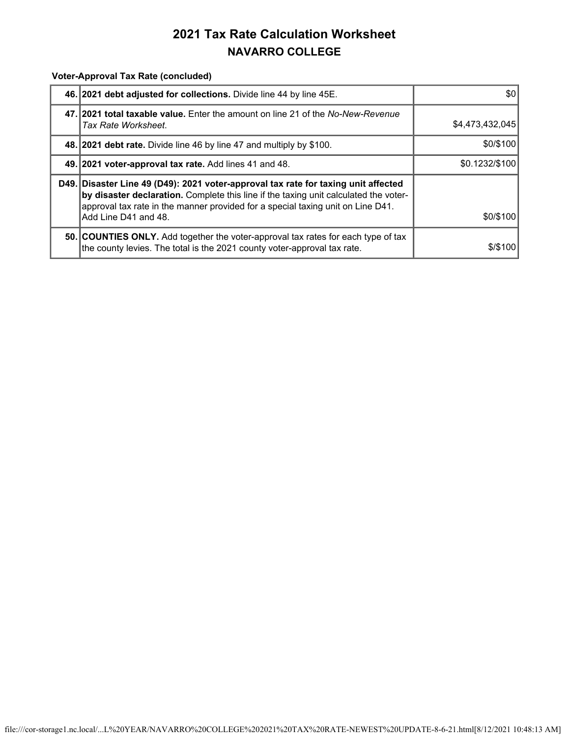# 2021 Tax Rate Calculation Worksheet

## NAVARRO COLLEGE

**Voter-Approval Tax Rate (concluded)**

| | | |
|---|---|---|
| **46.** | **2021 debt adjusted for collections.** Divide line 44 by line 45E. | $0 |
| **47.** | **2021 total taxable value.** Enter the amount on line 21 of the *No-New-Revenue Tax Rate Worksheet*. | $4,473,432,045 |
| **48.** | **2021 debt rate.** Divide line 46 by line 47 and multiply by $100. | $0/$100 |
| **49.** | **2021 voter-approval tax rate.** Add lines 41 and 48. | $0.1232/$100 |
| **D49.** | **Disaster Line 49 (D49): 2021 voter-approval tax rate for taxing unit affected by disaster declaration.** Complete this line if the taxing unit calculated the voter-approval tax rate in the manner provided for a special taxing unit on Line D41. Add Line D41 and 48. | $0/$100 |
| **50.** | **COUNTIES ONLY.** Add together the voter-approval tax rates for each type of tax the county levies. The total is the 2021 county voter-approval tax rate. | $/$100 |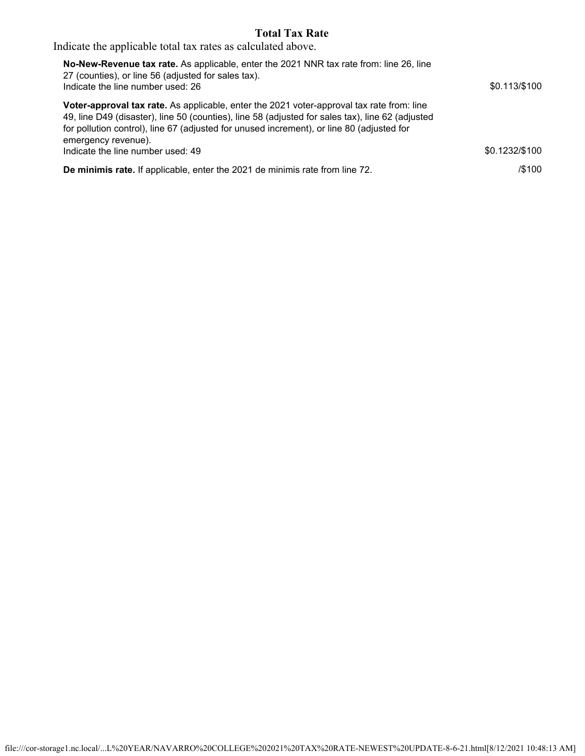## Total Tax Rate

Indicate the applicable total tax rates as calculated above.

| | |
|---|---|
| **No-New-Revenue tax rate.** As applicable, enter the 2021 NNR tax rate from: line 26, line 27 (counties), or line 56 (adjusted for sales tax).<br>Indicate the line number used: 26 | $0.113/$100 |
| **Voter-approval tax rate.** As applicable, enter the 2021 voter-approval tax rate from: line 49, line D49 (disaster), line 50 (counties), line 58 (adjusted for sales tax), line 62 (adjusted for pollution control), line 67 (adjusted for unused increment), or line 80 (adjusted for emergency revenue).<br>Indicate the line number used: 49 | $0.1232/$100 |
| **De minimis rate.** If applicable, enter the 2021 de minimis rate from line 72. | /$100 |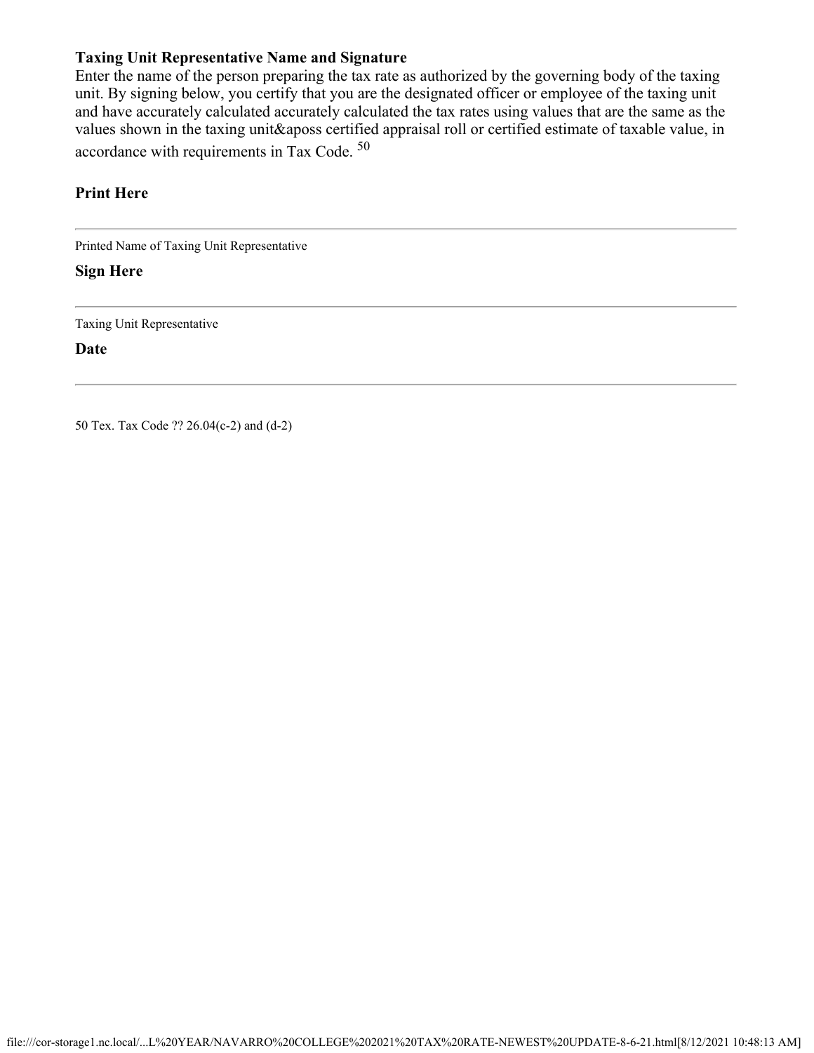**Taxing Unit Representative Name and Signature**

Enter the name of the person preparing the tax rate as authorized by the governing body of the taxing unit. By signing below, you certify that you are the designated officer or employee of the taxing unit and have accurately calculated accurately calculated the tax rates using values that are the same as the values shown in the taxing unit&aposs certified appraisal roll or certified estimate of taxable value, in accordance with requirements in Tax Code. [50]

**Print Here**

---

Printed Name of Taxing Unit Representative

**Sign Here**

---

Taxing Unit Representative

**Date**

---

50 Tex. Tax Code ?? 26.04(c-2) and (d-2)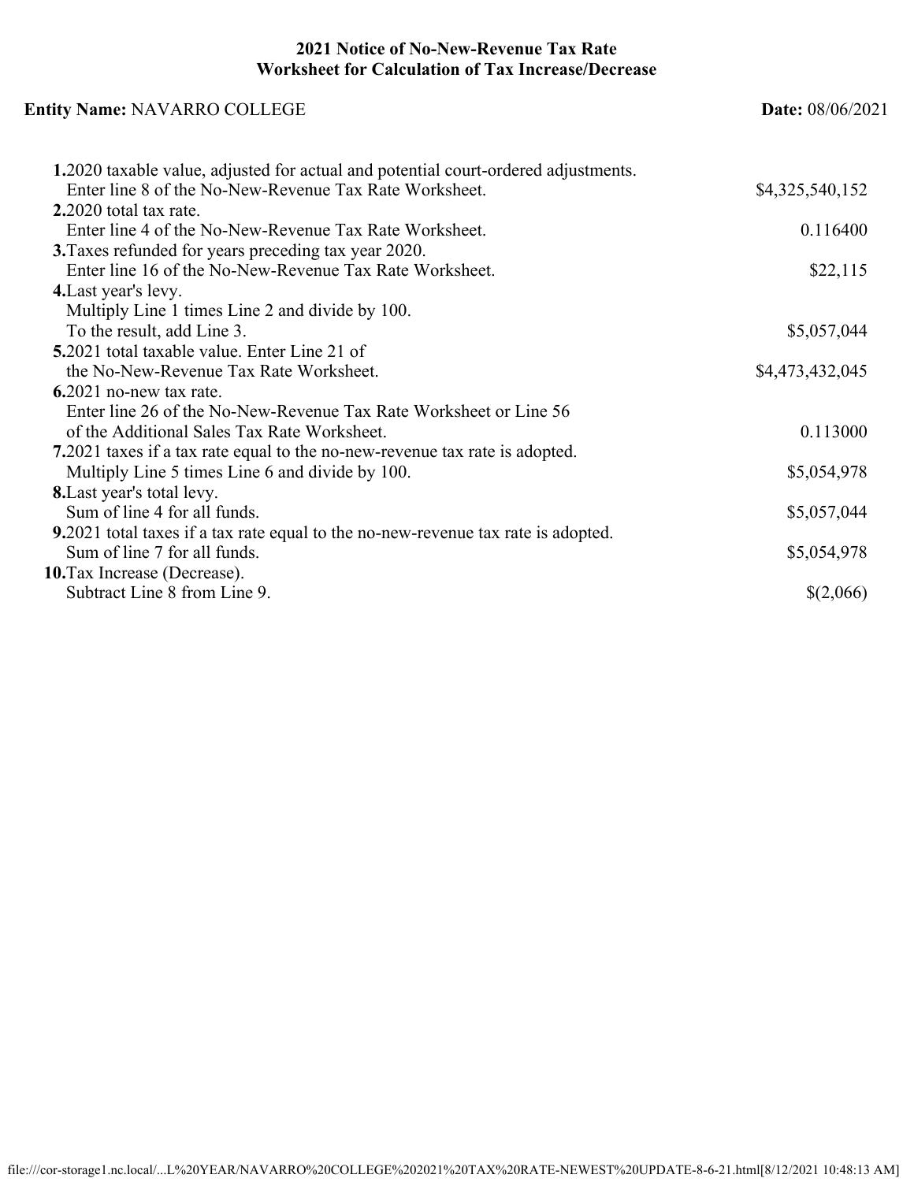# 2021 Notice of No-New-Revenue Tax Rate

## Worksheet for Calculation of Tax Increase/Decrease

**Entity Name:** NAVARRO COLLEGE **Date:** 08/06/2021

| | |
|---|---|
| **1.** 2020 taxable value, adjusted for actual and potential court-ordered adjustments. Enter line 8 of the No-New-Revenue Tax Rate Worksheet. | $4,325,540,152 |
| **2.** 2020 total tax rate. Enter line 4 of the No-New-Revenue Tax Rate Worksheet. | 0.116400 |
| **3.** Taxes refunded for years preceding tax year 2020. Enter line 16 of the No-New-Revenue Tax Rate Worksheet. | $22,115 |
| **4.** Last year's levy. Multiply Line 1 times Line 2 and divide by 100. To the result, add Line 3. | $5,057,044 |
| **5.** 2021 total taxable value. Enter Line 21 of the No-New-Revenue Tax Rate Worksheet. | $4,473,432,045 |
| **6.** 2021 no-new tax rate. Enter line 26 of the No-New-Revenue Tax Rate Worksheet or Line 56 of the Additional Sales Tax Rate Worksheet. | 0.113000 |
| **7.** 2021 taxes if a tax rate equal to the no-new-revenue tax rate is adopted. Multiply Line 5 times Line 6 and divide by 100. | $5,054,978 |
| **8.** Last year's total levy. Sum of line 4 for all funds. | $5,057,044 |
| **9.** 2021 total taxes if a tax rate equal to the no-new-revenue tax rate is adopted. Sum of line 7 for all funds. | $5,054,978 |
| **10.** Tax Increase (Decrease). Subtract Line 8 from Line 9. | $(2,066) |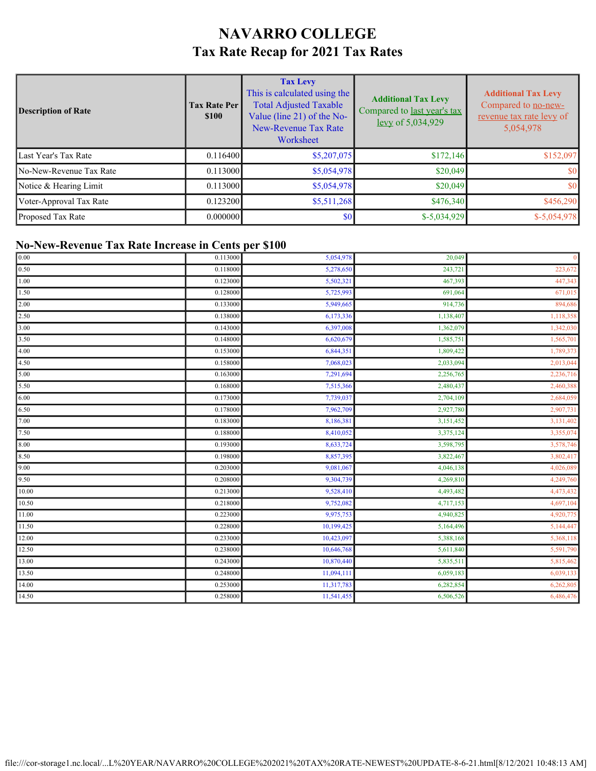# NAVARRO COLLEGE
## Tax Rate Recap for 2021 Tax Rates

| Description of Rate | Tax Rate Per $100 | Tax Levy This is calculated using the Total Adjusted Taxable Value (line 21) of the No-New-Revenue Tax Rate Worksheet | Additional Tax Levy Compared to last year's tax levy of 5,034,929 | Additional Tax Levy Compared to no-new-revenue tax rate levy of 5,054,978 |
|---|---|---|---|---|
| Last Year's Tax Rate | 0.116400 | $5,207,075 | $172,146 | $152,097 |
| No-New-Revenue Tax Rate | 0.113000 | $5,054,978 | $20,049 | $0 |
| Notice & Hearing Limit | 0.113000 | $5,054,978 | $20,049 | $0 |
| Voter-Approval Tax Rate | 0.123200 | $5,511,268 | $476,340 | $456,290 |
| Proposed Tax Rate | 0.000000 | $0 | $-5,034,929 | $-5,054,978 |

## No-New-Revenue Tax Rate Increase in Cents per $100

| | | | | |
|---|---|---|---|---|
| 0.00 | 0.113000 | 5,054,978 | 20,049 | 0 |
| 0.50 | 0.118000 | 5,278,650 | 243,721 | 223,672 |
| 1.00 | 0.123000 | 5,502,321 | 467,393 | 447,343 |
| 1.50 | 0.128000 | 5,725,993 | 691,064 | 671,015 |
| 2.00 | 0.133000 | 5,949,665 | 914,736 | 894,686 |
| 2.50 | 0.138000 | 6,173,336 | 1,138,407 | 1,118,358 |
| 3.00 | 0.143000 | 6,397,008 | 1,362,079 | 1,342,030 |
| 3.50 | 0.148000 | 6,620,679 | 1,585,751 | 1,565,701 |
| 4.00 | 0.153000 | 6,844,351 | 1,809,422 | 1,789,373 |
| 4.50 | 0.158000 | 7,068,023 | 2,033,094 | 2,013,044 |
| 5.00 | 0.163000 | 7,291,694 | 2,256,765 | 2,236,716 |
| 5.50 | 0.168000 | 7,515,366 | 2,480,437 | 2,460,388 |
| 6.00 | 0.173000 | 7,739,037 | 2,704,109 | 2,684,059 |
| 6.50 | 0.178000 | 7,962,709 | 2,927,780 | 2,907,731 |
| 7.00 | 0.183000 | 8,186,381 | 3,151,452 | 3,131,402 |
| 7.50 | 0.188000 | 8,410,052 | 3,375,124 | 3,355,074 |
| 8.00 | 0.193000 | 8,633,724 | 3,598,795 | 3,578,746 |
| 8.50 | 0.198000 | 8,857,395 | 3,822,467 | 3,802,417 |
| 9.00 | 0.203000 | 9,081,067 | 4,046,138 | 4,026,089 |
| 9.50 | 0.208000 | 9,304,739 | 4,269,810 | 4,249,760 |
| 10.00 | 0.213000 | 9,528,410 | 4,493,482 | 4,473,432 |
| 10.50 | 0.218000 | 9,752,082 | 4,717,153 | 4,697,104 |
| 11.00 | 0.223000 | 9,975,753 | 4,940,825 | 4,920,775 |
| 11.50 | 0.228000 | 10,199,425 | 5,164,496 | 5,144,447 |
| 12.00 | 0.233000 | 10,423,097 | 5,388,168 | 5,368,118 |
| 12.50 | 0.238000 | 10,646,768 | 5,611,840 | 5,591,790 |
| 13.00 | 0.243000 | 10,870,440 | 5,835,511 | 5,815,462 |
| 13.50 | 0.248000 | 11,094,111 | 6,059,183 | 6,039,133 |
| 14.00 | 0.253000 | 11,317,783 | 6,282,854 | 6,262,805 |
| 14.50 | 0.258000 | 11,541,455 | 6,506,526 | 6,486,476 |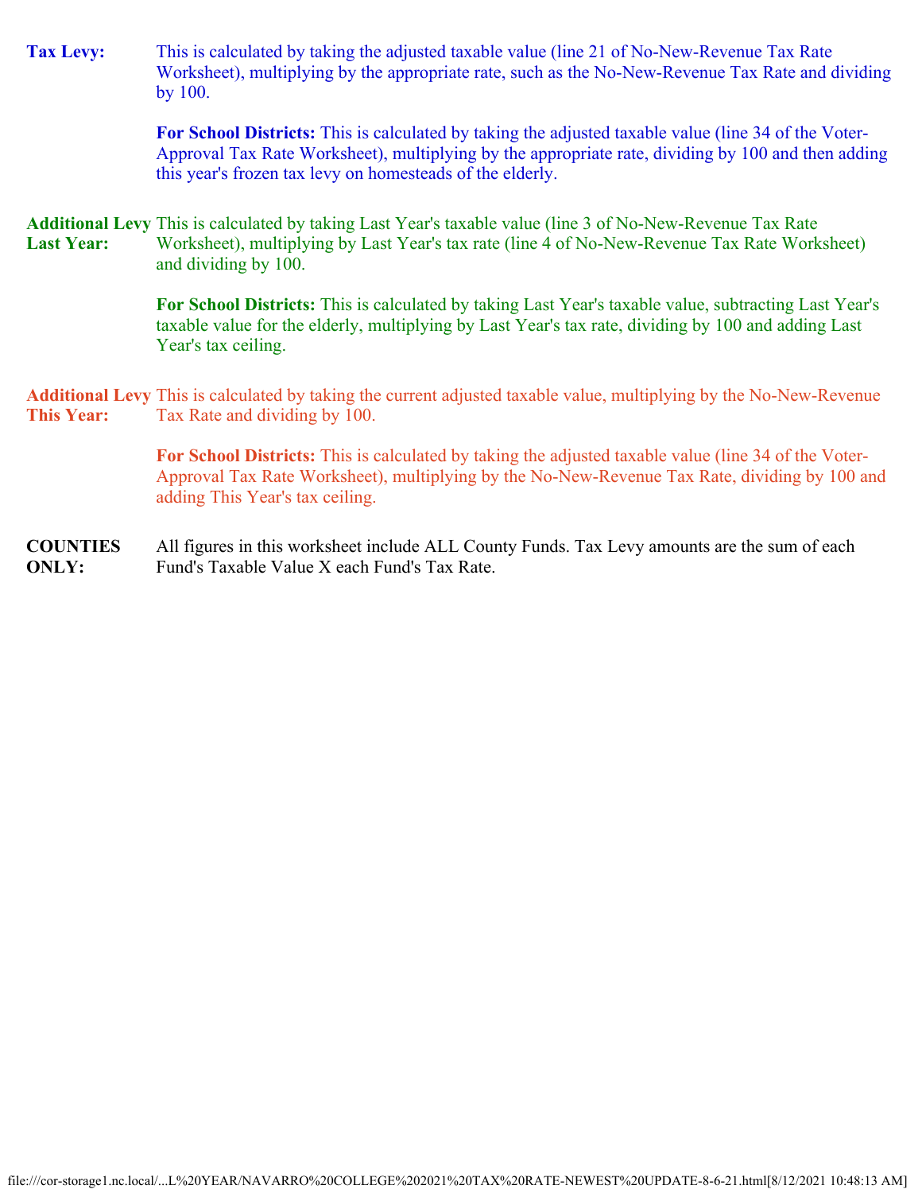**Tax Levy:** This is calculated by taking the adjusted taxable value (line 21 of No-New-Revenue Tax Rate Worksheet), multiplying by the appropriate rate, such as the No-New-Revenue Tax Rate and dividing by 100.

**For School Districts:** This is calculated by taking the adjusted taxable value (line 34 of the Voter-Approval Tax Rate Worksheet), multiplying by the appropriate rate, dividing by 100 and then adding this year's frozen tax levy on homesteads of the elderly.

**Additional Levy Last Year:** This is calculated by taking Last Year's taxable value (line 3 of No-New-Revenue Tax Rate Worksheet), multiplying by Last Year's tax rate (line 4 of No-New-Revenue Tax Rate Worksheet) and dividing by 100.

**For School Districts:** This is calculated by taking Last Year's taxable value, subtracting Last Year's taxable value for the elderly, multiplying by Last Year's tax rate, dividing by 100 and adding Last Year's tax ceiling.

**Additional Levy This Year:** This is calculated by taking the current adjusted taxable value, multiplying by the No-New-Revenue Tax Rate and dividing by 100.

**For School Districts:** This is calculated by taking the adjusted taxable value (line 34 of the Voter-Approval Tax Rate Worksheet), multiplying by the No-New-Revenue Tax Rate, dividing by 100 and adding This Year's tax ceiling.

**COUNTIES ONLY:** All figures in this worksheet include ALL County Funds. Tax Levy amounts are the sum of each Fund's Taxable Value X each Fund's Tax Rate.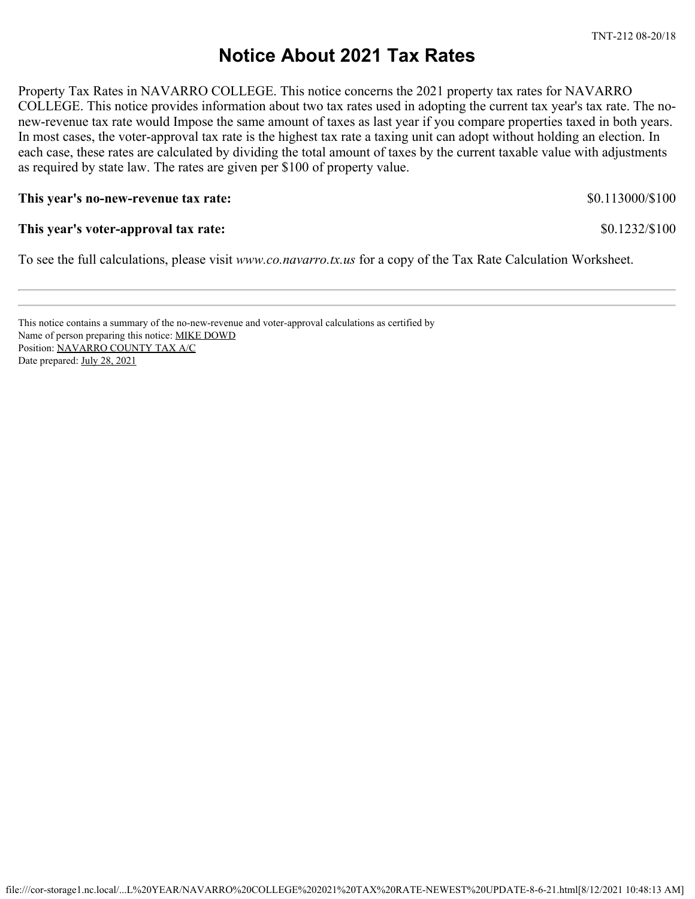TNT-212 08-20/18

# Notice About 2021 Tax Rates

Property Tax Rates in NAVARRO COLLEGE. This notice concerns the 2021 property tax rates for NAVARRO COLLEGE. This notice provides information about two tax rates used in adopting the current tax year's tax rate. The no-new-revenue tax rate would Impose the same amount of taxes as last year if you compare properties taxed in both years. In most cases, the voter-approval tax rate is the highest tax rate a taxing unit can adopt without holding an election. In each case, these rates are calculated by dividing the total amount of taxes by the current taxable value with adjustments as required by state law. The rates are given per $100 of property value.

**This year's no-new-revenue tax rate:** $0.113000/$100

**This year's voter-approval tax rate:** $0.1232/$100

To see the full calculations, please visit *www.co.navarro.tx.us* for a copy of the Tax Rate Calculation Worksheet.

---

This notice contains a summary of the no-new-revenue and voter-approval calculations as certified by
Name of person preparing this notice: MIKE DOWD
Position: NAVARRO COUNTY TAX A/C
Date prepared: July 28, 2021